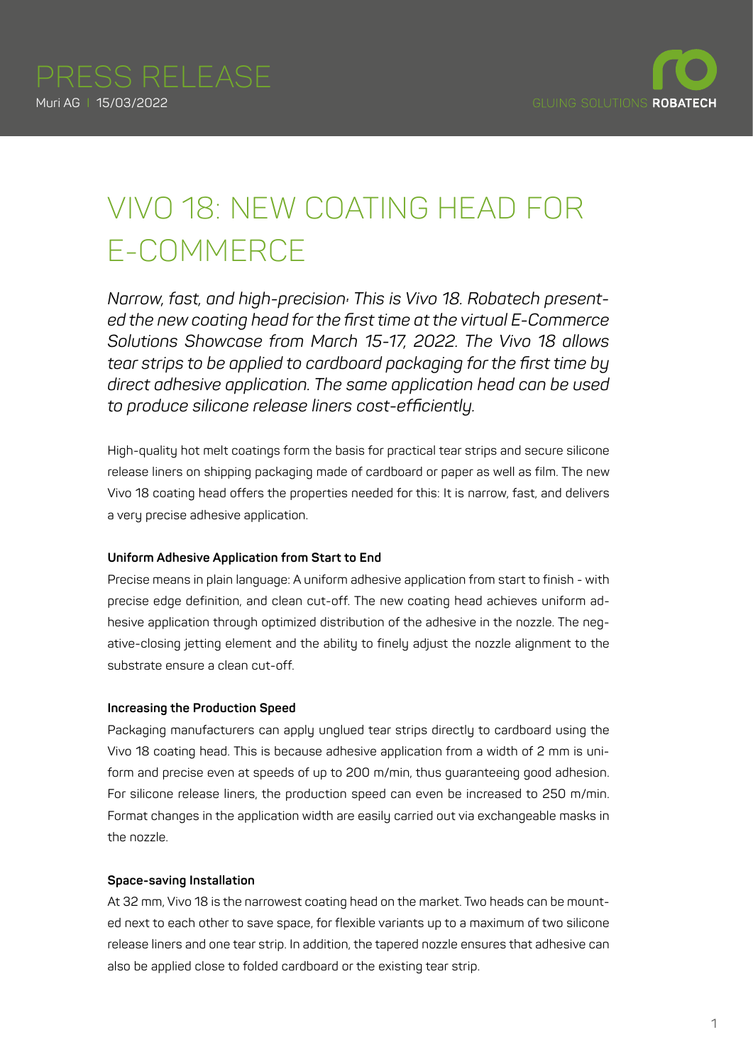PRESS RELEASE

Muri AG | 15/03/2022

GLUING SOLUTIONS **ROBATECH**

# VIVO 18: NEW COATING HEAD FOR E-COMMERCE

*Narrow, fast, and high-precision: This is Vivo 18. Robatech presented the new coating head for the first time at the virtual E-Commerce Solutions Showcase from March 15-17, 2022. The Vivo 18 allows tear strips to be applied to cardboard packaging for the first time by direct adhesive application. The same application head can be used to produce silicone release liners cost-efficiently.*

High-quality hot melt coatings form the basis for practical tear strips and secure silicone release liners on shipping packaging made of cardboard or paper as well as film. The new Vivo 18 coating head offers the properties needed for this: It is narrow, fast, and delivers a very precise adhesive application.

**Uniform Adhesive Application from Start to End**

Precise means in plain language: A uniform adhesive application from start to finish - with precise edge definition, and clean cut-off. The new coating head achieves uniform adhesive application through optimized distribution of the adhesive in the nozzle. The negative-closing jetting element and the ability to finely adjust the nozzle alignment to the substrate ensure a clean cut-off.

**Increasing the Production Speed**

Packaging manufacturers can apply unglued tear strips directly to cardboard using the Vivo 18 coating head. This is because adhesive application from a width of 2 mm is uniform and precise even at speeds of up to 200 m/min, thus guaranteeing good adhesion. For silicone release liners, the production speed can even be increased to 250 m/min. Format changes in the application width are easily carried out via exchangeable masks in the nozzle.

**Space-saving Installation**

At 32 mm, Vivo 18 is the narrowest coating head on the market. Two heads can be mounted next to each other to save space, for flexible variants up to a maximum of two silicone release liners and one tear strip. In addition, the tapered nozzle ensures that adhesive can also be applied close to folded cardboard or the existing tear strip.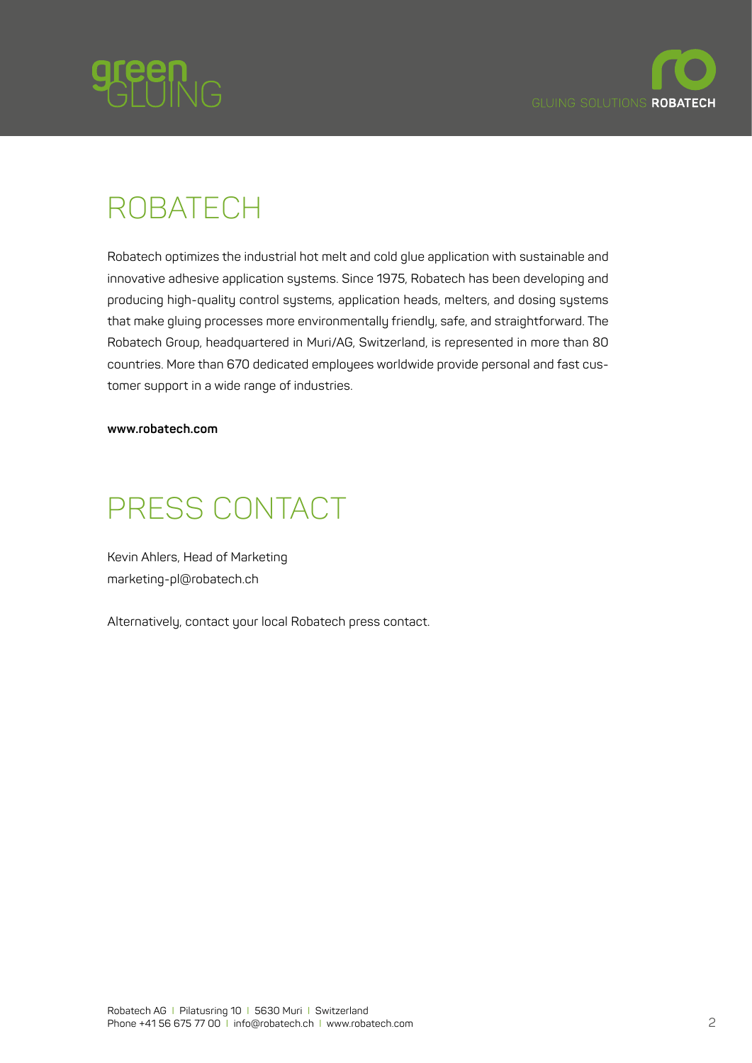# ROBATECH

Robatech optimizes the industrial hot melt and cold glue application with sustainable and innovative adhesive application systems. Since 1975, Robatech has been developing and producing high-quality control systems, application heads, melters, and dosing systems that make gluing processes more environmentally friendly, safe, and straightforward. The Robatech Group, headquartered in Muri/AG, Switzerland, is represented in more than 80 countries. More than 670 dedicated employees worldwide provide personal and fast customer support in a wide range of industries.

**www.robatech.com**

# PRESS CONTACT

Kevin Ahlers, Head of Marketing
marketing-pl@robatech.ch

Alternatively, contact your local Robatech press contact.

Robatech AG | Pilatusring 10 | 5630 Muri | Switzerland
Phone +41 56 675 77 00 | info@robatech.ch | www.robatech.com